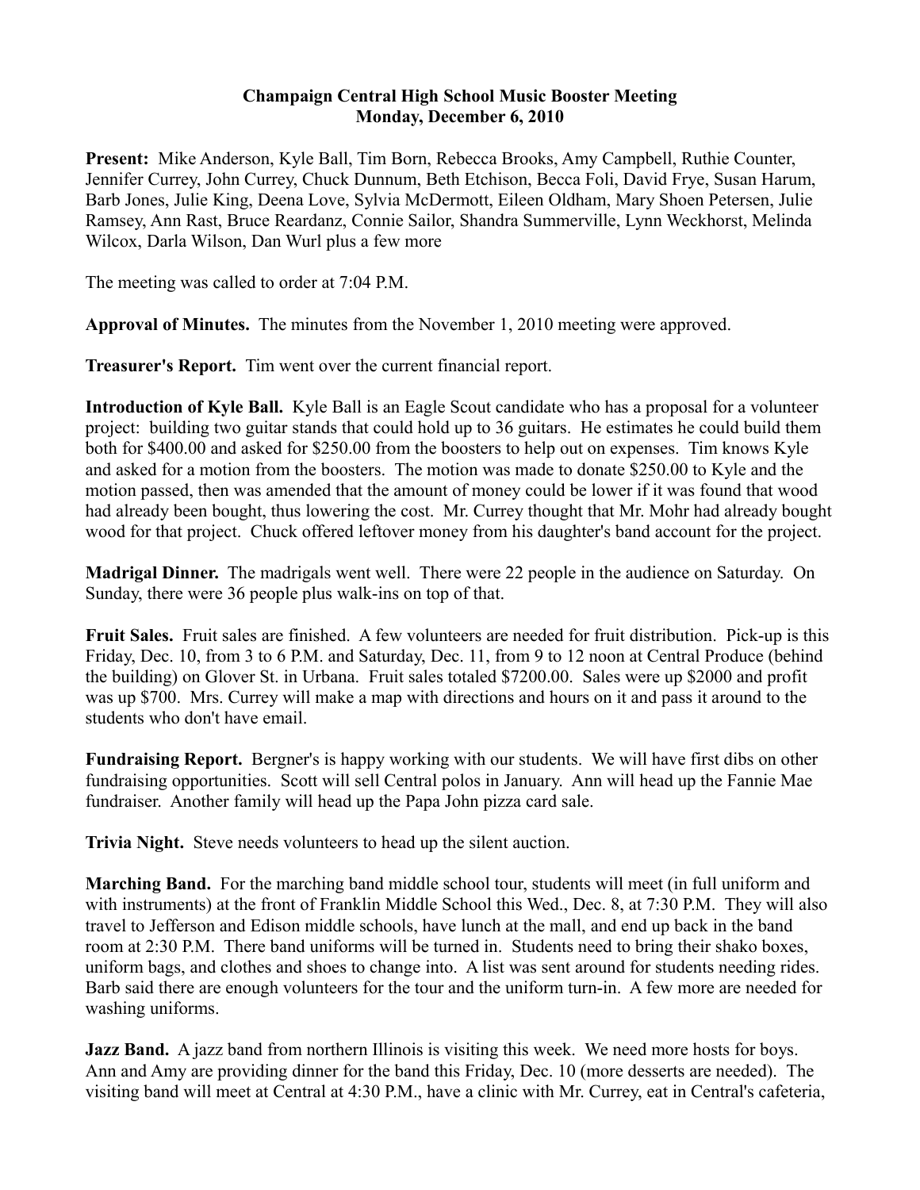**Champaign Central High School Music Booster Meeting**
**Monday, December 6, 2010**

**Present:** Mike Anderson, Kyle Ball, Tim Born, Rebecca Brooks, Amy Campbell, Ruthie Counter, Jennifer Currey, John Currey, Chuck Dunnum, Beth Etchison, Becca Foli, David Frye, Susan Harum, Barb Jones, Julie King, Deena Love, Sylvia McDermott, Eileen Oldham, Mary Shoen Petersen, Julie Ramsey, Ann Rast, Bruce Reardanz, Connie Sailor, Shandra Summerville, Lynn Weckhorst, Melinda Wilcox, Darla Wilson, Dan Wurl plus a few more

The meeting was called to order at 7:04 P.M.

**Approval of Minutes.** The minutes from the November 1, 2010 meeting were approved.

**Treasurer's Report.** Tim went over the current financial report.

**Introduction of Kyle Ball.** Kyle Ball is an Eagle Scout candidate who has a proposal for a volunteer project: building two guitar stands that could hold up to 36 guitars. He estimates he could build them both for $400.00 and asked for $250.00 from the boosters to help out on expenses. Tim knows Kyle and asked for a motion from the boosters. The motion was made to donate $250.00 to Kyle and the motion passed, then was amended that the amount of money could be lower if it was found that wood had already been bought, thus lowering the cost. Mr. Currey thought that Mr. Mohr had already bought wood for that project. Chuck offered leftover money from his daughter's band account for the project.

**Madrigal Dinner.** The madrigals went well. There were 22 people in the audience on Saturday. On Sunday, there were 36 people plus walk-ins on top of that.

**Fruit Sales.** Fruit sales are finished. A few volunteers are needed for fruit distribution. Pick-up is this Friday, Dec. 10, from 3 to 6 P.M. and Saturday, Dec. 11, from 9 to 12 noon at Central Produce (behind the building) on Glover St. in Urbana. Fruit sales totaled $7200.00. Sales were up $2000 and profit was up $700. Mrs. Currey will make a map with directions and hours on it and pass it around to the students who don't have email.

**Fundraising Report.** Bergner's is happy working with our students. We will have first dibs on other fundraising opportunities. Scott will sell Central polos in January. Ann will head up the Fannie Mae fundraiser. Another family will head up the Papa John pizza card sale.

**Trivia Night.** Steve needs volunteers to head up the silent auction.

**Marching Band.** For the marching band middle school tour, students will meet (in full uniform and with instruments) at the front of Franklin Middle School this Wed., Dec. 8, at 7:30 P.M. They will also travel to Jefferson and Edison middle schools, have lunch at the mall, and end up back in the band room at 2:30 P.M. There band uniforms will be turned in. Students need to bring their shako boxes, uniform bags, and clothes and shoes to change into. A list was sent around for students needing rides. Barb said there are enough volunteers for the tour and the uniform turn-in. A few more are needed for washing uniforms.

**Jazz Band.** A jazz band from northern Illinois is visiting this week. We need more hosts for boys. Ann and Amy are providing dinner for the band this Friday, Dec. 10 (more desserts are needed). The visiting band will meet at Central at 4:30 P.M., have a clinic with Mr. Currey, eat in Central's cafeteria,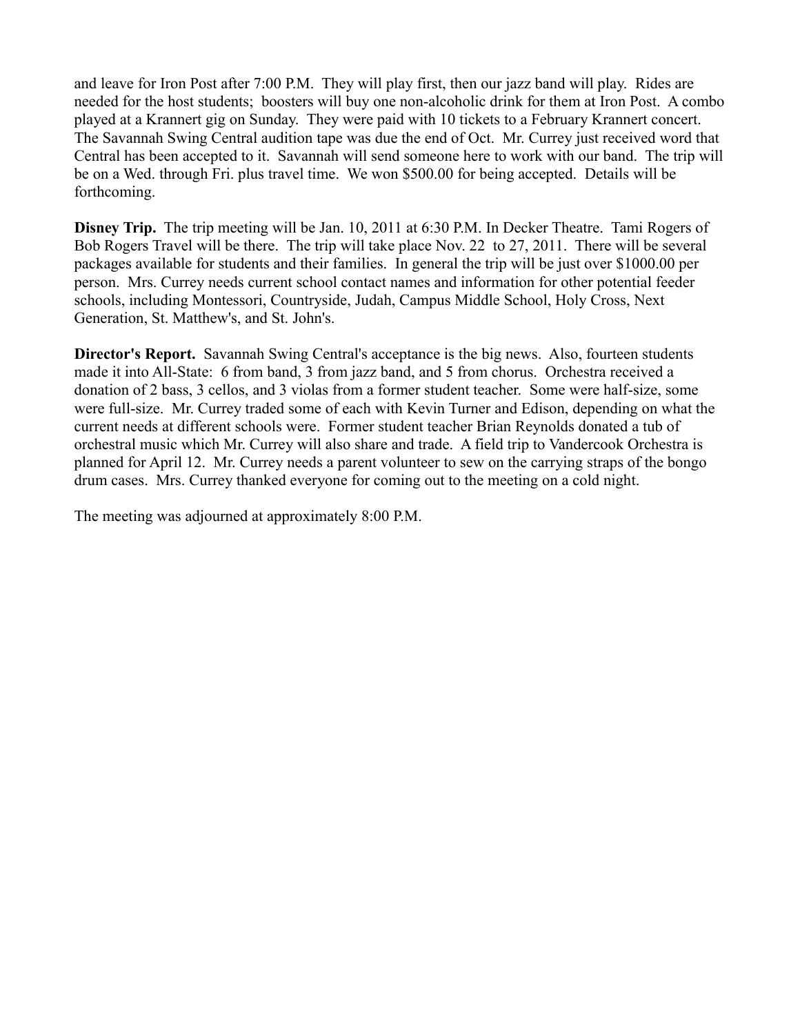and leave for Iron Post after 7:00 P.M. They will play first, then our jazz band will play. Rides are needed for the host students; boosters will buy one non-alcoholic drink for them at Iron Post. A combo played at a Krannert gig on Sunday. They were paid with 10 tickets to a February Krannert concert. The Savannah Swing Central audition tape was due the end of Oct. Mr. Currey just received word that Central has been accepted to it. Savannah will send someone here to work with our band. The trip will be on a Wed. through Fri. plus travel time. We won $500.00 for being accepted. Details will be forthcoming.

**Disney Trip.** The trip meeting will be Jan. 10, 2011 at 6:30 P.M. In Decker Theatre. Tami Rogers of Bob Rogers Travel will be there. The trip will take place Nov. 22 to 27, 2011. There will be several packages available for students and their families. In general the trip will be just over $1000.00 per person. Mrs. Currey needs current school contact names and information for other potential feeder schools, including Montessori, Countryside, Judah, Campus Middle School, Holy Cross, Next Generation, St. Matthew's, and St. John's.

**Director's Report.** Savannah Swing Central's acceptance is the big news. Also, fourteen students made it into All-State: 6 from band, 3 from jazz band, and 5 from chorus. Orchestra received a donation of 2 bass, 3 cellos, and 3 violas from a former student teacher. Some were half-size, some were full-size. Mr. Currey traded some of each with Kevin Turner and Edison, depending on what the current needs at different schools were. Former student teacher Brian Reynolds donated a tub of orchestral music which Mr. Currey will also share and trade. A field trip to Vandercook Orchestra is planned for April 12. Mr. Currey needs a parent volunteer to sew on the carrying straps of the bongo drum cases. Mrs. Currey thanked everyone for coming out to the meeting on a cold night.

The meeting was adjourned at approximately 8:00 P.M.